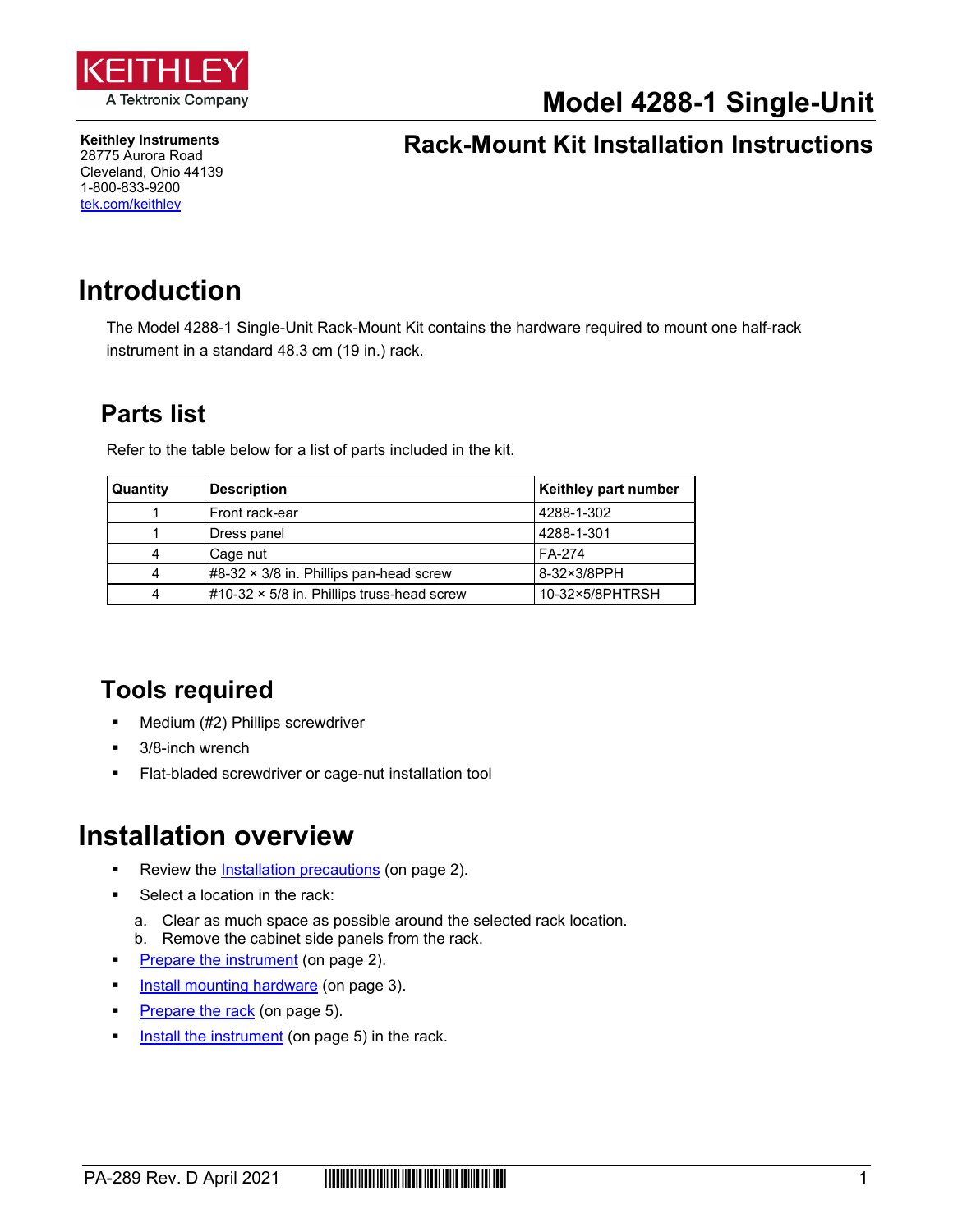KEITHLEY
A Tektronix Company

# Model 4288-1 Single-Unit

## Rack-Mount Kit Installation Instructions

**Keithley Instruments**
28775 Aurora Road
Cleveland, Ohio 44139
1-800-833-9200
tek.com/keithley

# Introduction

The Model 4288-1 Single-Unit Rack-Mount Kit contains the hardware required to mount one half-rack instrument in a standard 48.3 cm (19 in.) rack.

## Parts list

Refer to the table below for a list of parts included in the kit.

| Quantity | Description | Keithley part number |
|---|---|---|
| 1 | Front rack-ear | 4288-1-302 |
| 1 | Dress panel | 4288-1-301 |
| 4 | Cage nut | FA-274 |
| 4 | #8-32 × 3/8 in. Phillips pan-head screw | 8-32×3/8PPH |
| 4 | #10-32 × 5/8 in. Phillips truss-head screw | 10-32×5/8PHTRSH |

## Tools required

- Medium (#2) Phillips screwdriver
- 3/8-inch wrench
- Flat-bladed screwdriver or cage-nut installation tool

# Installation overview

- Review the Installation precautions (on page 2).
- Select a location in the rack:
  a. Clear as much space as possible around the selected rack location.
  b. Remove the cabinet side panels from the rack.
- Prepare the instrument (on page 2).
- Install mounting hardware (on page 3).
- Prepare the rack (on page 5).
- Install the instrument (on page 5) in the rack.

PA-289 Rev. D April 2021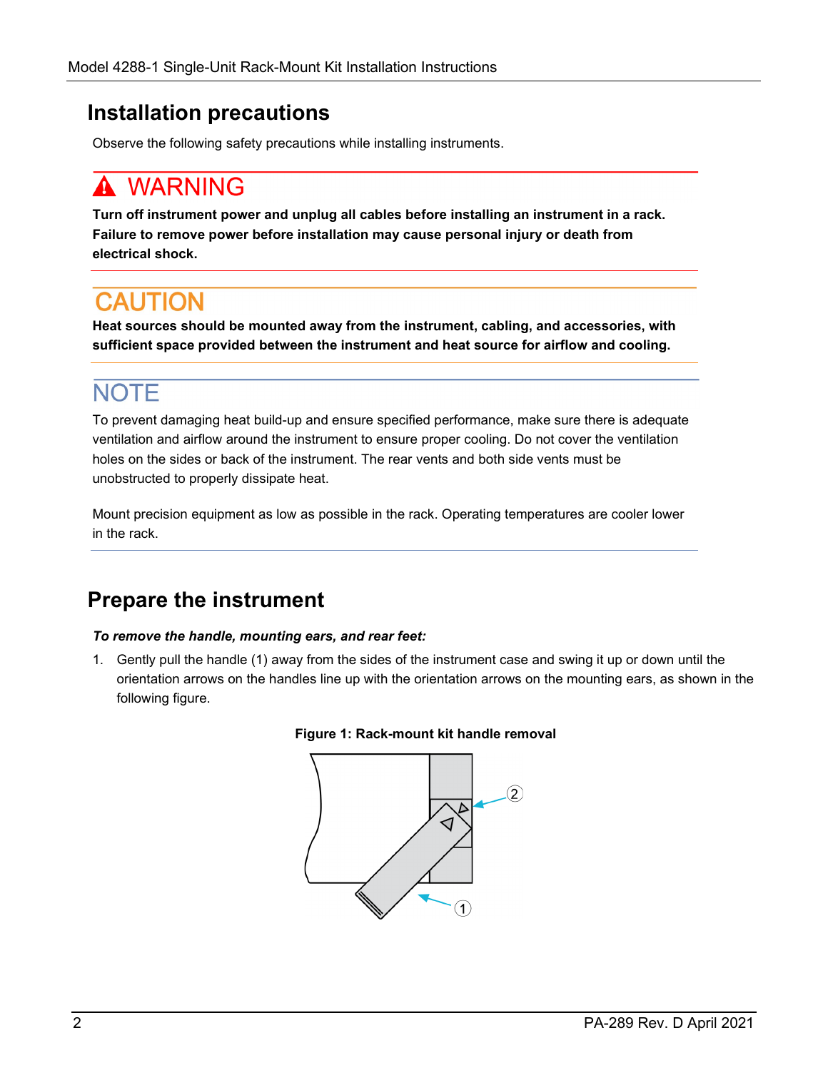## Installation precautions

Observe the following safety precautions while installing instruments.

### ⚠ WARNING

**Turn off instrument power and unplug all cables before installing an instrument in a rack. Failure to remove power before installation may cause personal injury or death from electrical shock.**

### CAUTION

**Heat sources should be mounted away from the instrument, cabling, and accessories, with sufficient space provided between the instrument and heat source for airflow and cooling.**

### NOTE

To prevent damaging heat build-up and ensure specified performance, make sure there is adequate ventilation and airflow around the instrument to ensure proper cooling. Do not cover the ventilation holes on the sides or back of the instrument. The rear vents and both side vents must be unobstructed to properly dissipate heat.

Mount precision equipment as low as possible in the rack. Operating temperatures are cooler lower in the rack.

## Prepare the instrument

***To remove the handle, mounting ears, and rear feet:***

1. Gently pull the handle (1) away from the sides of the instrument case and swing it up or down until the orientation arrows on the handles line up with the orientation arrows on the mounting ears, as shown in the following figure.

**Figure 1: Rack-mount kit handle removal**

2

1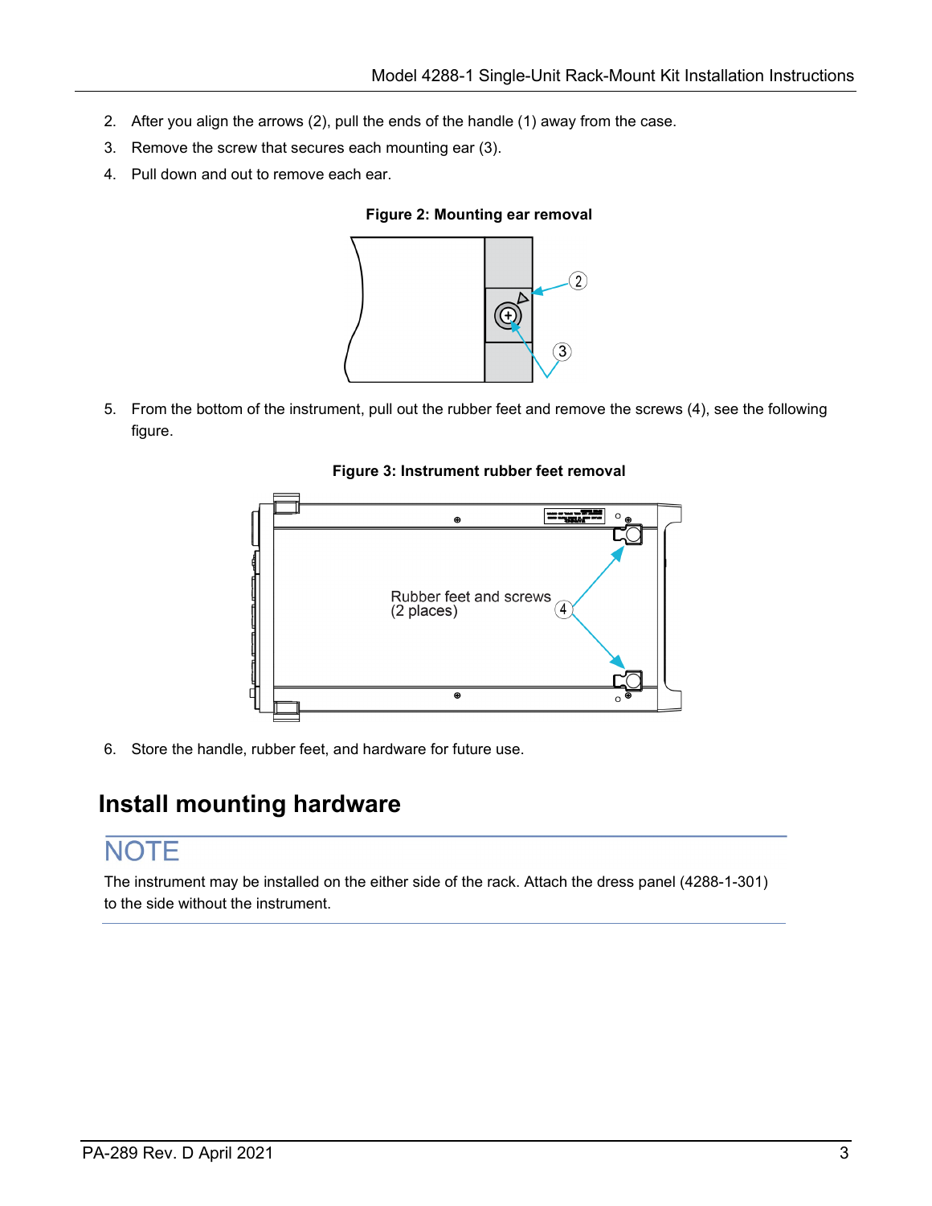2. After you align the arrows (2), pull the ends of the handle (1) away from the case.
3. Remove the screw that secures each mounting ear (3).
4. Pull down and out to remove each ear.

**Figure 2: Mounting ear removal**

2

3

5. From the bottom of the instrument, pull out the rubber feet and remove the screws (4), see the following figure.

**Figure 3: Instrument rubber feet removal**

Rubber feet and screws
(2 places)

4

6. Store the handle, rubber feet, and hardware for future use.

## Install mounting hardware

### NOTE

The instrument may be installed on the either side of the rack. Attach the dress panel (4288-1-301) to the side without the instrument.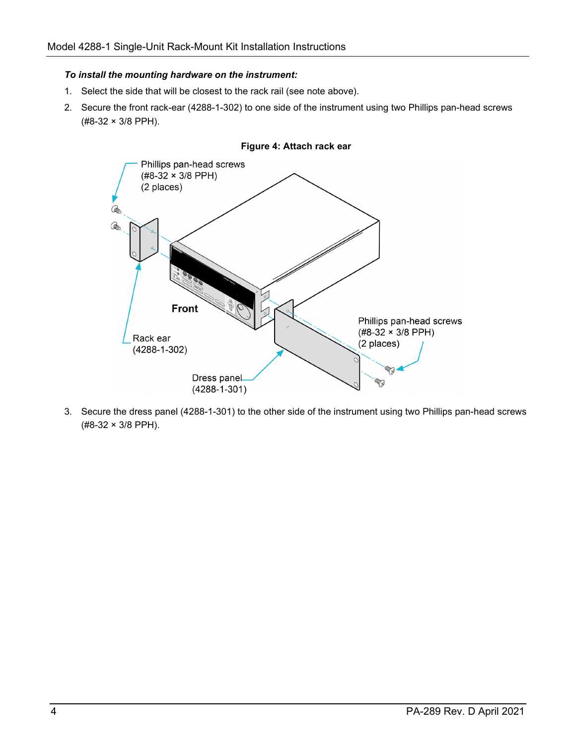***To install the mounting hardware on the instrument:***

1. Select the side that will be closest to the rack rail (see note above).
2. Secure the front rack-ear (4288-1-302) to one side of the instrument using two Phillips pan-head screws (#8-32 × 3/8 PPH).

**Figure 4: Attach rack ear**

Phillips pan-head screws
(#8-32 × 3/8 PPH)
(2 places)

Front

Rack ear
(4288-1-302)

Phillips pan-head screws
(#8-32 × 3/8 PPH)
(2 places)

Dress panel
(4288-1-301)

3. Secure the dress panel (4288-1-301) to the other side of the instrument using two Phillips pan-head screws (#8-32 × 3/8 PPH).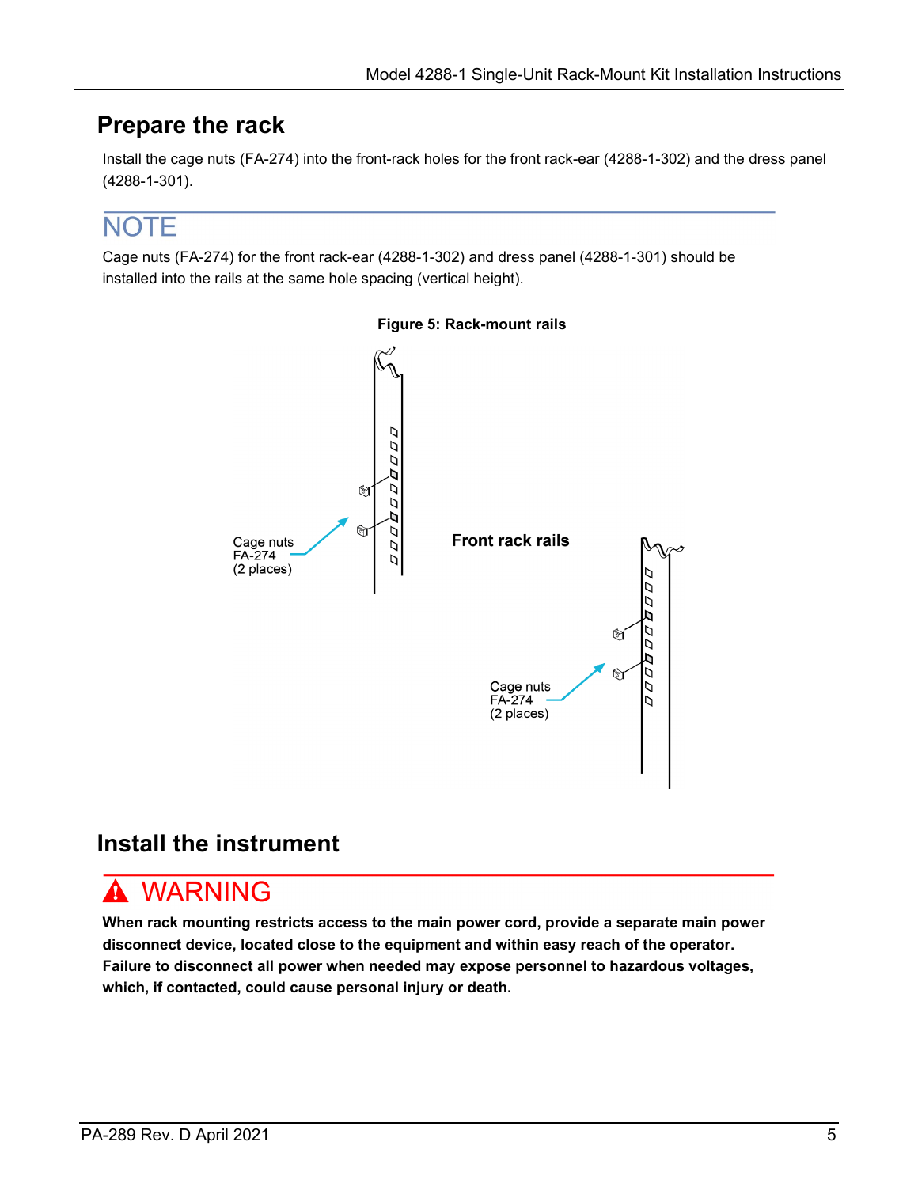## Prepare the rack

Install the cage nuts (FA-274) into the front-rack holes for the front rack-ear (4288-1-302) and the dress panel (4288-1-301).

### NOTE

Cage nuts (FA-274) for the front rack-ear (4288-1-302) and dress panel (4288-1-301) should be installed into the rails at the same hole spacing (vertical height).

**Figure 5: Rack-mount rails**

Cage nuts
FA-274
(2 places)

Front rack rails

Cage nuts
FA-274
(2 places)

## Install the instrument

### ⚠ WARNING

**When rack mounting restricts access to the main power cord, provide a separate main power disconnect device, located close to the equipment and within easy reach of the operator. Failure to disconnect all power when needed may expose personnel to hazardous voltages, which, if contacted, could cause personal injury or death.**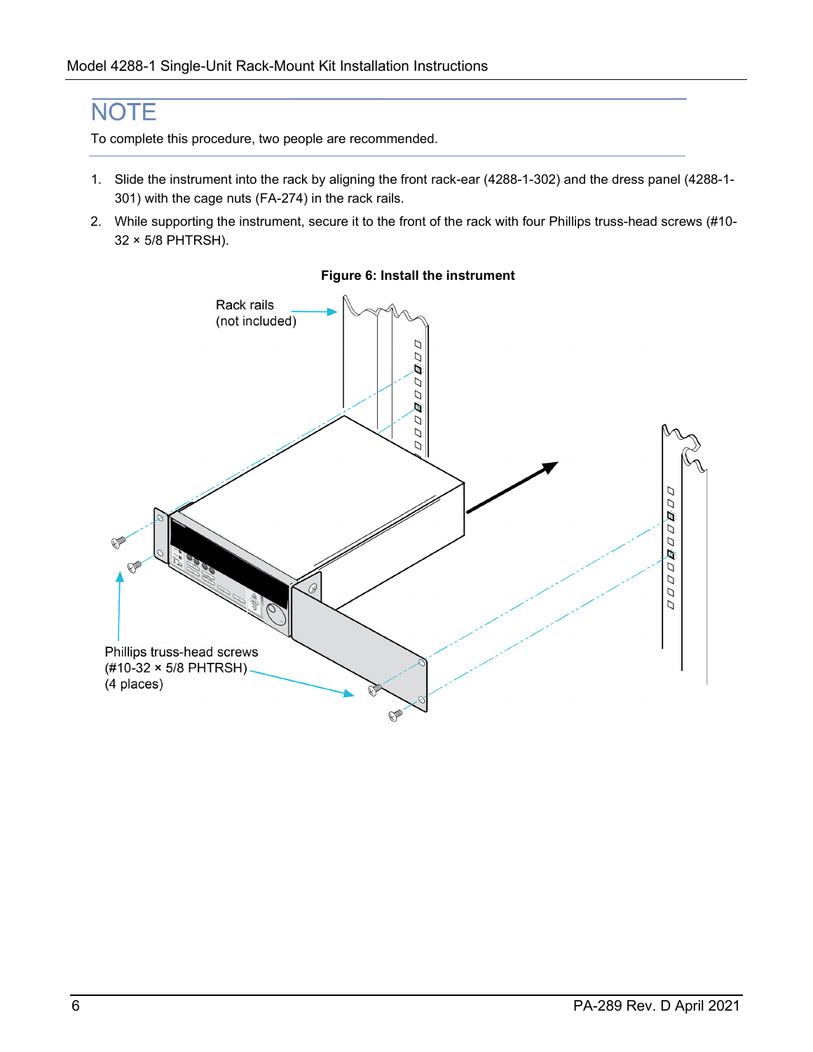## NOTE

To complete this procedure, two people are recommended.

1. Slide the instrument into the rack by aligning the front rack-ear (4288-1-302) and the dress panel (4288-1-301) with the cage nuts (FA-274) in the rack rails.
2. While supporting the instrument, secure it to the front of the rack with four Phillips truss-head screws (#10-32 × 5/8 PHTRSH).

**Figure 6: Install the instrument**

Rack rails
(not included)

Phillips truss-head screws
(#10-32 × 5/8 PHTRSH)
(4 places)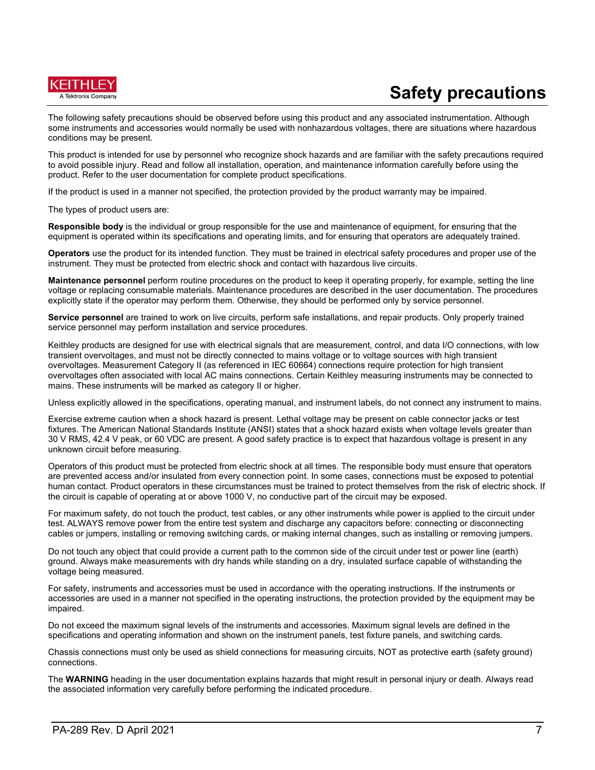# Safety precautions

The following safety precautions should be observed before using this product and any associated instrumentation. Although some instruments and accessories would normally be used with nonhazardous voltages, there are situations where hazardous conditions may be present.

This product is intended for use by personnel who recognize shock hazards and are familiar with the safety precautions required to avoid possible injury. Read and follow all installation, operation, and maintenance information carefully before using the product. Refer to the user documentation for complete product specifications.

If the product is used in a manner not specified, the protection provided by the product warranty may be impaired.

The types of product users are:

**Responsible body** is the individual or group responsible for the use and maintenance of equipment, for ensuring that the equipment is operated within its specifications and operating limits, and for ensuring that operators are adequately trained.

**Operators** use the product for its intended function. They must be trained in electrical safety procedures and proper use of the instrument. They must be protected from electric shock and contact with hazardous live circuits.

**Maintenance personnel** perform routine procedures on the product to keep it operating properly, for example, setting the line voltage or replacing consumable materials. Maintenance procedures are described in the user documentation. The procedures explicitly state if the operator may perform them. Otherwise, they should be performed only by service personnel.

**Service personnel** are trained to work on live circuits, perform safe installations, and repair products. Only properly trained service personnel may perform installation and service procedures.

Keithley products are designed for use with electrical signals that are measurement, control, and data I/O connections, with low transient overvoltages, and must not be directly connected to mains voltage or to voltage sources with high transient overvoltages. Measurement Category II (as referenced in IEC 60664) connections require protection for high transient overvoltages often associated with local AC mains connections. Certain Keithley measuring instruments may be connected to mains. These instruments will be marked as category II or higher.

Unless explicitly allowed in the specifications, operating manual, and instrument labels, do not connect any instrument to mains.

Exercise extreme caution when a shock hazard is present. Lethal voltage may be present on cable connector jacks or test fixtures. The American National Standards Institute (ANSI) states that a shock hazard exists when voltage levels greater than 30 V RMS, 42.4 V peak, or 60 VDC are present. A good safety practice is to expect that hazardous voltage is present in any unknown circuit before measuring.

Operators of this product must be protected from electric shock at all times. The responsible body must ensure that operators are prevented access and/or insulated from every connection point. In some cases, connections must be exposed to potential human contact. Product operators in these circumstances must be trained to protect themselves from the risk of electric shock. If the circuit is capable of operating at or above 1000 V, no conductive part of the circuit may be exposed.

For maximum safety, do not touch the product, test cables, or any other instruments while power is applied to the circuit under test. ALWAYS remove power from the entire test system and discharge any capacitors before: connecting or disconnecting cables or jumpers, installing or removing switching cards, or making internal changes, such as installing or removing jumpers.

Do not touch any object that could provide a current path to the common side of the circuit under test or power line (earth) ground. Always make measurements with dry hands while standing on a dry, insulated surface capable of withstanding the voltage being measured.

For safety, instruments and accessories must be used in accordance with the operating instructions. If the instruments or accessories are used in a manner not specified in the operating instructions, the protection provided by the equipment may be impaired.

Do not exceed the maximum signal levels of the instruments and accessories. Maximum signal levels are defined in the specifications and operating information and shown on the instrument panels, test fixture panels, and switching cards.

Chassis connections must only be used as shield connections for measuring circuits, NOT as protective earth (safety ground) connections.

The **WARNING** heading in the user documentation explains hazards that might result in personal injury or death. Always read the associated information very carefully before performing the indicated procedure.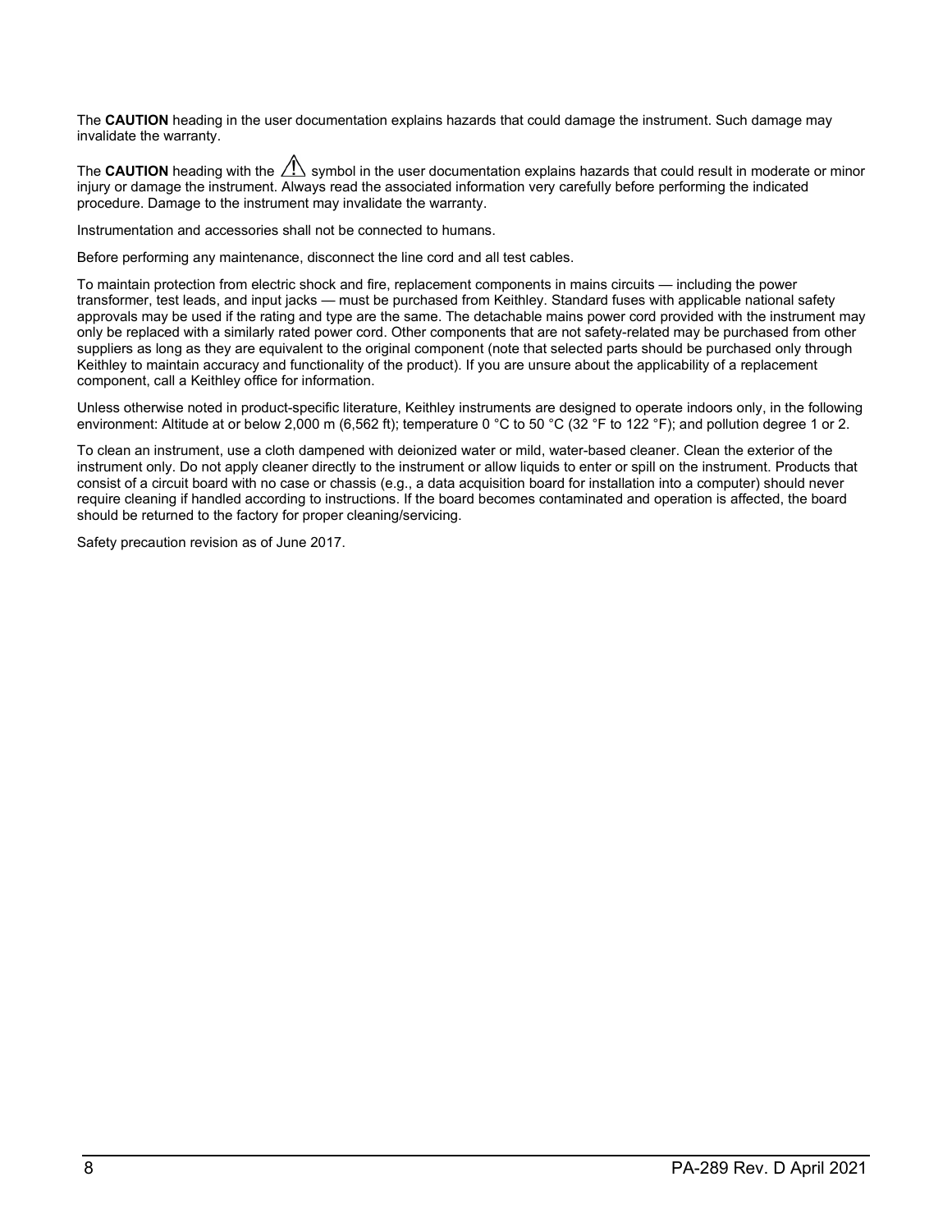The **CAUTION** heading in the user documentation explains hazards that could damage the instrument. Such damage may invalidate the warranty.

The **CAUTION** heading with the ⚠ symbol in the user documentation explains hazards that could result in moderate or minor injury or damage the instrument. Always read the associated information very carefully before performing the indicated procedure. Damage to the instrument may invalidate the warranty.

Instrumentation and accessories shall not be connected to humans.

Before performing any maintenance, disconnect the line cord and all test cables.

To maintain protection from electric shock and fire, replacement components in mains circuits — including the power transformer, test leads, and input jacks — must be purchased from Keithley. Standard fuses with applicable national safety approvals may be used if the rating and type are the same. The detachable mains power cord provided with the instrument may only be replaced with a similarly rated power cord. Other components that are not safety-related may be purchased from other suppliers as long as they are equivalent to the original component (note that selected parts should be purchased only through Keithley to maintain accuracy and functionality of the product). If you are unsure about the applicability of a replacement component, call a Keithley office for information.

Unless otherwise noted in product-specific literature, Keithley instruments are designed to operate indoors only, in the following environment: Altitude at or below 2,000 m (6,562 ft); temperature 0 °C to 50 °C (32 °F to 122 °F); and pollution degree 1 or 2.

To clean an instrument, use a cloth dampened with deionized water or mild, water-based cleaner. Clean the exterior of the instrument only. Do not apply cleaner directly to the instrument or allow liquids to enter or spill on the instrument. Products that consist of a circuit board with no case or chassis (e.g., a data acquisition board for installation into a computer) should never require cleaning if handled according to instructions. If the board becomes contaminated and operation is affected, the board should be returned to the factory for proper cleaning/servicing.

Safety precaution revision as of June 2017.